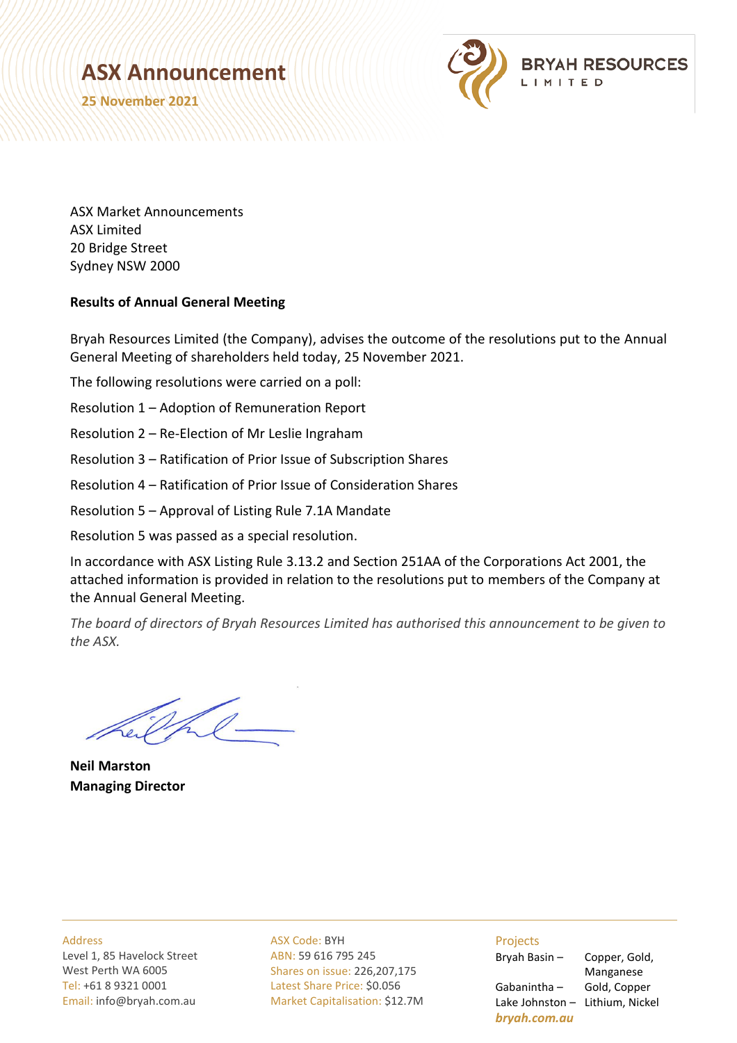# ASX Announcement

**25 November 2021**

BRYAH RESOURCES LIMITED

ASX Market Announcements
ASX Limited
20 Bridge Street
Sydney NSW 2000

**Results of Annual General Meeting**

Bryah Resources Limited (the Company), advises the outcome of the resolutions put to the Annual General Meeting of shareholders held today, 25 November 2021.

The following resolutions were carried on a poll:

Resolution 1 – Adoption of Remuneration Report

Resolution 2 – Re-Election of Mr Leslie Ingraham

Resolution 3 – Ratification of Prior Issue of Subscription Shares

Resolution 4 – Ratification of Prior Issue of Consideration Shares

Resolution 5 – Approval of Listing Rule 7.1A Mandate

Resolution 5 was passed as a special resolution.

In accordance with ASX Listing Rule 3.13.2 and Section 251AA of the Corporations Act 2001, the attached information is provided in relation to the resolutions put to members of the Company at the Annual General Meeting.

*The board of directors of Bryah Resources Limited has authorised this announcement to be given to the ASX.*

**Neil Marston**
**Managing Director**

Address
Level 1, 85 Havelock Street
West Perth WA 6005
Tel: +61 8 9321 0001
Email: info@bryah.com.au

ASX Code: BYH
ABN: 59 616 795 245
Shares on issue: 226,207,175
Latest Share Price: $0.056
Market Capitalisation: $12.7M

Projects
Bryah Basin – Copper, Gold, Manganese
Gabanintha – Gold, Copper
Lake Johnston – Lithium, Nickel
*bryah.com.au*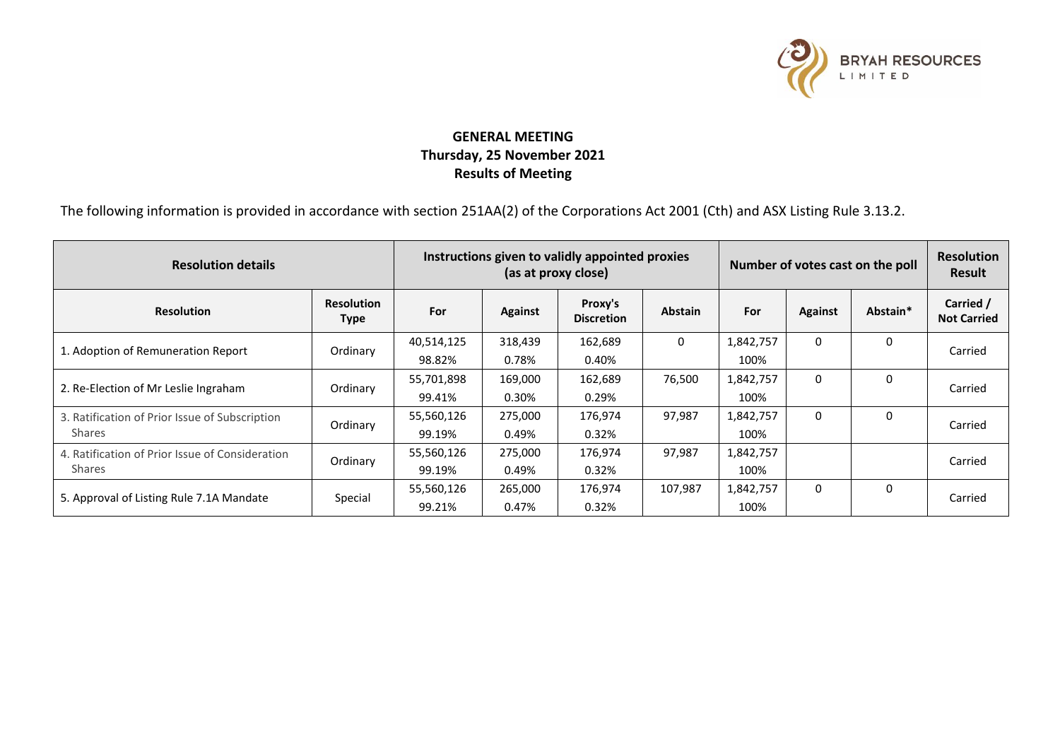# GENERAL MEETING
## Thursday, 25 November 2021
## Results of Meeting

The following information is provided in accordance with section 251AA(2) of the Corporations Act 2001 (Cth) and ASX Listing Rule 3.13.2.

| Resolution details | | Instructions given to validly appointed proxies (as at proxy close) | | | | Number of votes cast on the poll | | | Resolution Result |
|---|---|---|---|---|---|---|---|---|---|
| **Resolution** | **Resolution Type** | **For** | **Against** | **Proxy's Discretion** | **Abstain** | **For** | **Against** | **Abstain*** | **Carried / Not Carried** |
| 1. Adoption of Remuneration Report | Ordinary | 40,514,125<br>98.82% | 318,439<br>0.78% | 162,689<br>0.40% | 0 | 1,842,757<br>100% | 0 | 0 | Carried |
| 2. Re-Election of Mr Leslie Ingraham | Ordinary | 55,701,898<br>99.41% | 169,000<br>0.30% | 162,689<br>0.29% | 76,500 | 1,842,757<br>100% | 0 | 0 | Carried |
| 3. Ratification of Prior Issue of Subscription Shares | Ordinary | 55,560,126<br>99.19% | 275,000<br>0.49% | 176,974<br>0.32% | 97,987 | 1,842,757<br>100% | 0 | 0 | Carried |
| 4. Ratification of Prior Issue of Consideration Shares | Ordinary | 55,560,126<br>99.19% | 275,000<br>0.49% | 176,974<br>0.32% | 97,987 | 1,842,757<br>100% | | | Carried |
| 5. Approval of Listing Rule 7.1A Mandate | Special | 55,560,126<br>99.21% | 265,000<br>0.47% | 176,974<br>0.32% | 107,987 | 1,842,757<br>100% | 0 | 0 | Carried |